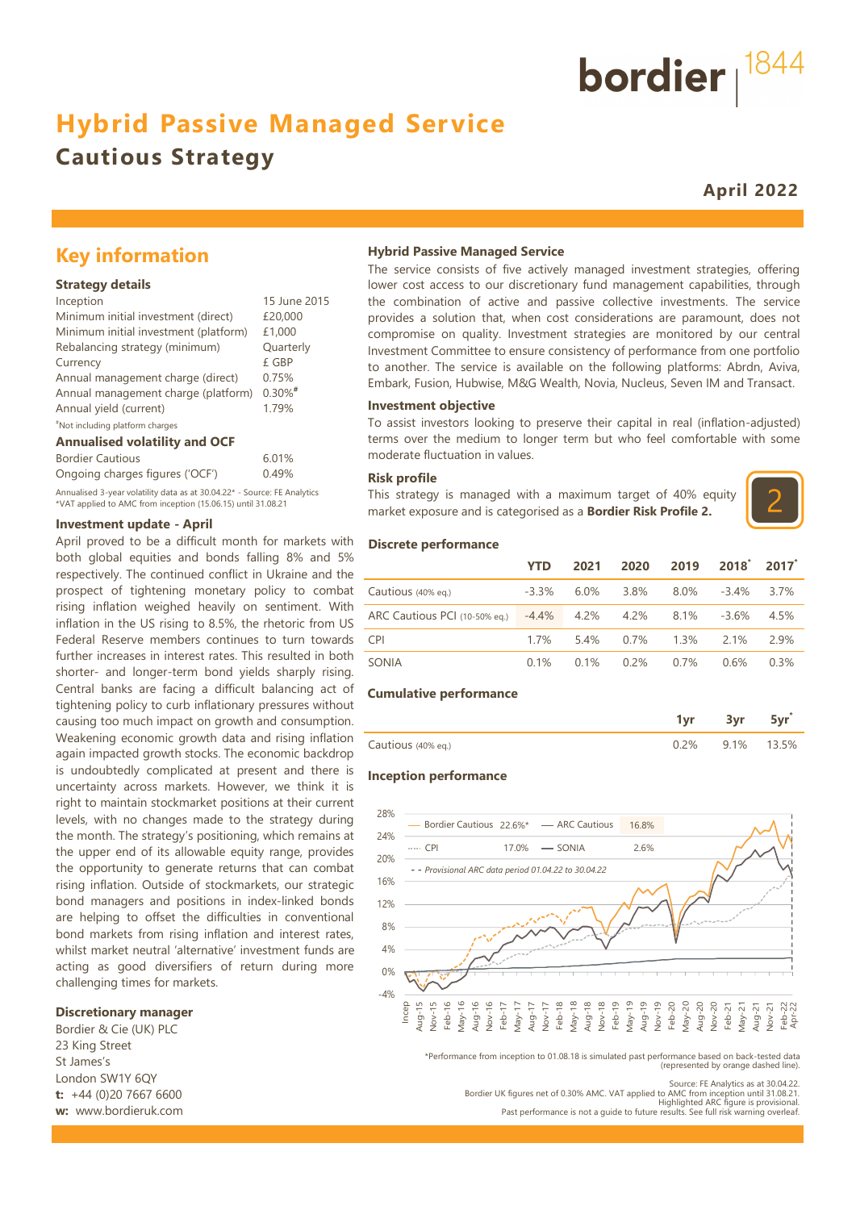bordier 1844

# Hybrid Passive Managed Service

## Cautious Strategy

**April 2022**

## Key information

### Strategy details

| | |
|---|---|
| Inception | 15 June 2015 |
| Minimum initial investment (direct) | £20,000 |
| Minimum initial investment (platform) | £1,000 |
| Rebalancing strategy (minimum) | Quarterly |
| Currency | £ GBP |
| Annual management charge (direct) | 0.75% |
| Annual management charge (platform) | 0.30%# |
| Annual yield (current) | 1.79% |

#Not including platform charges

### Annualised volatility and OCF

| | |
|---|---|
| Bordier Cautious | 6.01% |
| Ongoing charges figures ('OCF') | 0.49% |

Annualised 3-year volatility data as at 30.04.22* - Source: FE Analytics
*VAT applied to AMC from inception (15.06.15) until 31.08.21

### Investment update - April

April proved to be a difficult month for markets with both global equities and bonds falling 8% and 5% respectively. The continued conflict in Ukraine and the prospect of tightening monetary policy to combat rising inflation weighed heavily on sentiment. With inflation in the US rising to 8.5%, the rhetoric from US Federal Reserve members continues to turn towards further increases in interest rates. This resulted in both shorter- and longer-term bond yields sharply rising. Central banks are facing a difficult balancing act of tightening policy to curb inflationary pressures without causing too much impact on growth and consumption. Weakening economic growth data and rising inflation again impacted growth stocks. The economic backdrop is undoubtedly complicated at present and there is uncertainty across markets. However, we think it is right to maintain stockmarket positions at their current levels, with no changes made to the strategy during the month. The strategy's positioning, which remains at the upper end of its allowable equity range, provides the opportunity to generate returns that can combat rising inflation. Outside of stockmarkets, our strategic bond managers and positions in index-linked bonds are helping to offset the difficulties in conventional bond markets from rising inflation and interest rates, whilst market neutral 'alternative' investment funds are acting as good diversifiers of return during more challenging times for markets.

### Discretionary manager

Bordier & Cie (UK) PLC
23 King Street
St James's
London SW1Y 6QY
**t:** +44 (0)20 7667 6600
**w:** www.bordieruk.com

### Hybrid Passive Managed Service

The service consists of five actively managed investment strategies, offering lower cost access to our discretionary fund management capabilities, through the combination of active and passive collective investments. The service provides a solution that, when cost considerations are paramount, does not compromise on quality. Investment strategies are monitored by our central Investment Committee to ensure consistency of performance from one portfolio to another. The service is available on the following platforms: Abrdn, Aviva, Embark, Fusion, Hubwise, M&G Wealth, Novia, Nucleus, Seven IM and Transact.

### Investment objective

To assist investors looking to preserve their capital in real (inflation-adjusted) terms over the medium to longer term but who feel comfortable with some moderate fluctuation in values.

### Risk profile

This strategy is managed with a maximum target of 40% equity market exposure and is categorised as a **Bordier Risk Profile 2.**

2

### Discrete performance

| | YTD | 2021 | 2020 | 2019 | 2018* | 2017* |
|---|---|---|---|---|---|---|
| Cautious (40% eq.) | -3.3% | 6.0% | 3.8% | 8.0% | -3.4% | 3.7% |
| ARC Cautious PCI (10-50% eq.) | -4.4% | 4.2% | 4.2% | 8.1% | -3.6% | 4.5% |
| CPI | 1.7% | 5.4% | 0.7% | 1.3% | 2.1% | 2.9% |
| SONIA | 0.1% | 0.1% | 0.2% | 0.7% | 0.6% | 0.3% |

### Cumulative performance

| | 1yr | 3yr | 5yr* |
|---|---|---|---|
| Cautious (40% eq.) | 0.2% | 9.1% | 13.5% |

### Inception performance

| | | | |
|---|---|---|---|
| Bordier Cautious | 22.6%* | ARC Cautious | 16.8% |
| CPI | 17.0% | SONIA | 2.6% |

- - Provisional ARC data period 01.04.22 to 30.04.22

*Performance from inception to 01.08.18 is simulated past performance based on back-tested data (represented by orange dashed line).

Source: FE Analytics as at 30.04.22.
Bordier UK figures net of 0.30% AMC. VAT applied to AMC from inception until 31.08.21.
Highlighted ARC figure is provisional.
Past performance is not a guide to future results. See full risk warning overleaf.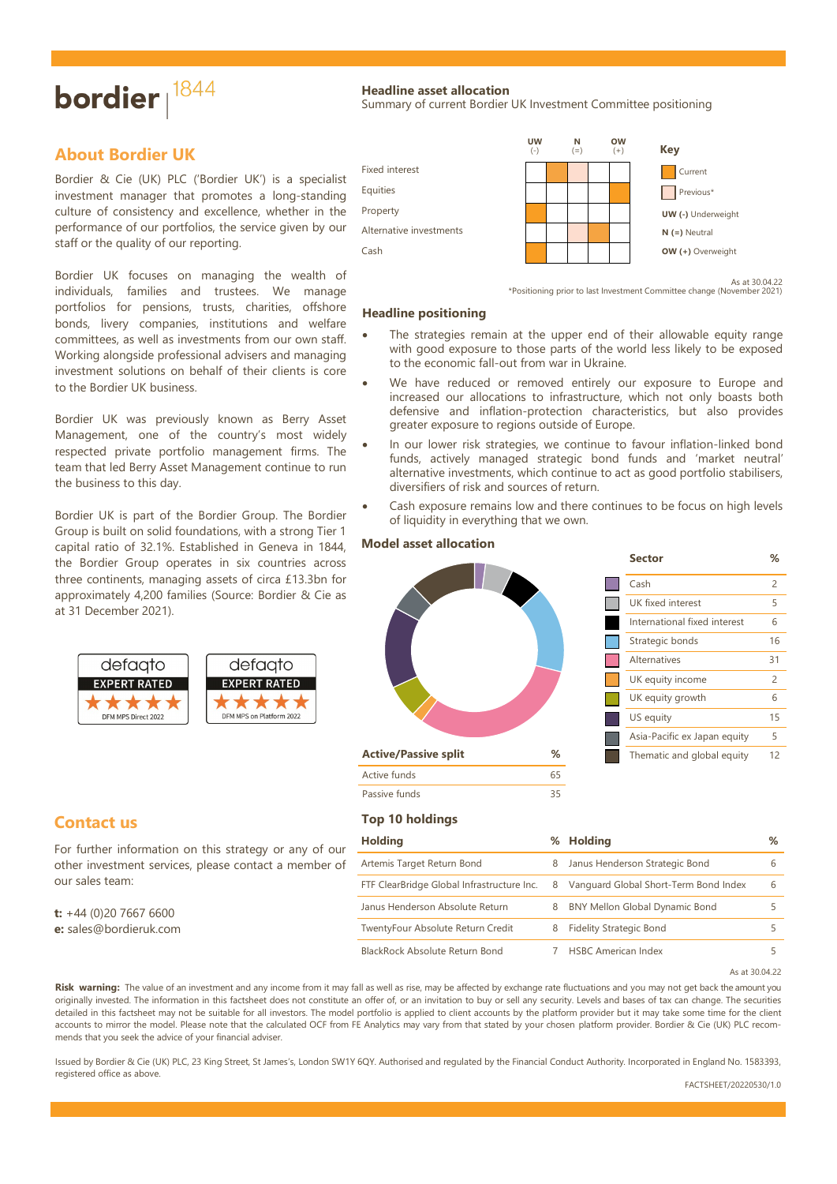# bordier 1844

## About Bordier UK

Bordier & Cie (UK) PLC ('Bordier UK') is a specialist investment manager that promotes a long-standing culture of consistency and excellence, whether in the performance of our portfolios, the service given by our staff or the quality of our reporting.

Bordier UK focuses on managing the wealth of individuals, families and trustees. We manage portfolios for pensions, trusts, charities, offshore bonds, livery companies, institutions and welfare committees, as well as investments from our own staff. Working alongside professional advisers and managing investment solutions on behalf of their clients is core to the Bordier UK business.

Bordier UK was previously known as Berry Asset Management, one of the country's most widely respected private portfolio management firms. The team that led Berry Asset Management continue to run the business to this day.

Bordier UK is part of the Bordier Group. The Bordier Group is built on solid foundations, with a strong Tier 1 capital ratio of 32.1%. Established in Geneva in 1844, the Bordier Group operates in six countries across three continents, managing assets of circa £13.3bn for approximately 4,200 families (Source: Bordier & Cie as at 31 December 2021).

defaqto EXPERT RATED ★★★★★ DFM MPS Direct 2022

defaqto EXPERT RATED ★★★★★ DFM MPS on Platform 2022

## Contact us

For further information on this strategy or any of our other investment services, please contact a member of our sales team:

**t:** +44 (0)20 7667 6600
**e:** sales@bordieruk.com

## Headline asset allocation

Summary of current Bordier UK Investment Committee positioning

UW (-) N (=) OW (+)

Fixed interest
Equities
Property
Alternative investments
Cash

Key
Current
Previous*
**UW (-)** Underweight
**N (=)** Neutral
**OW (+)** Overweight

As at 30.04.22
*Positioning prior to last Investment Committee change (November 2021)

## Headline positioning

- The strategies remain at the upper end of their allowable equity range with good exposure to those parts of the world less likely to be exposed to the economic fall-out from war in Ukraine.
- We have reduced or removed entirely our exposure to Europe and increased our allocations to infrastructure, which not only boasts both defensive and inflation-protection characteristics, but also provides greater exposure to regions outside of Europe.
- In our lower risk strategies, we continue to favour inflation-linked bond funds, actively managed strategic bond funds and 'market neutral' alternative investments, which continue to act as good portfolio stabilisers, diversifiers of risk and sources of return.
- Cash exposure remains low and there continues to be focus on high levels of liquidity in everything that we own.

## Model asset allocation

| Sector | % |
|---|---|
| Cash | 2 |
| UK fixed interest | 5 |
| International fixed interest | 6 |
| Strategic bonds | 16 |
| Alternatives | 31 |
| UK equity income | 2 |
| UK equity growth | 6 |
| US equity | 15 |
| Asia-Pacific ex Japan equity | 5 |
| Thematic and global equity | 12 |

| Active/Passive split | % |
|---|---|
| Active funds | 65 |
| Passive funds | 35 |

## Top 10 holdings

| Holding | % | Holding | % |
|---|---|---|---|
| Artemis Target Return Bond | 8 | Janus Henderson Strategic Bond | 6 |
| FTF ClearBridge Global Infrastructure Inc. | 8 | Vanguard Global Short-Term Bond Index | 6 |
| Janus Henderson Absolute Return | 8 | BNY Mellon Global Dynamic Bond | 5 |
| TwentyFour Absolute Return Credit | 8 | Fidelity Strategic Bond | 5 |
| BlackRock Absolute Return Bond | 7 | HSBC American Index | 5 |

As at 30.04.22

**Risk warning:** The value of an investment and any income from it may fall as well as rise, may be affected by exchange rate fluctuations and you may not get back the amount you originally invested. The information in this factsheet does not constitute an offer of, or an invitation to buy or sell any security. Levels and bases of tax can change. The securities detailed in this factsheet may not be suitable for all investors. The model portfolio is applied to client accounts by the platform provider but it may take some time for the client accounts to mirror the model. Please note that the calculated OCF from FE Analytics may vary from that stated by your chosen platform provider. Bordier & Cie (UK) PLC recommends that you seek the advice of your financial adviser.

Issued by Bordier & Cie (UK) PLC, 23 King Street, St James's, London SW1Y 6QY. Authorised and regulated by the Financial Conduct Authority. Incorporated in England No. 1583393, registered office as above.

FACTSHEET/20220530/1.0